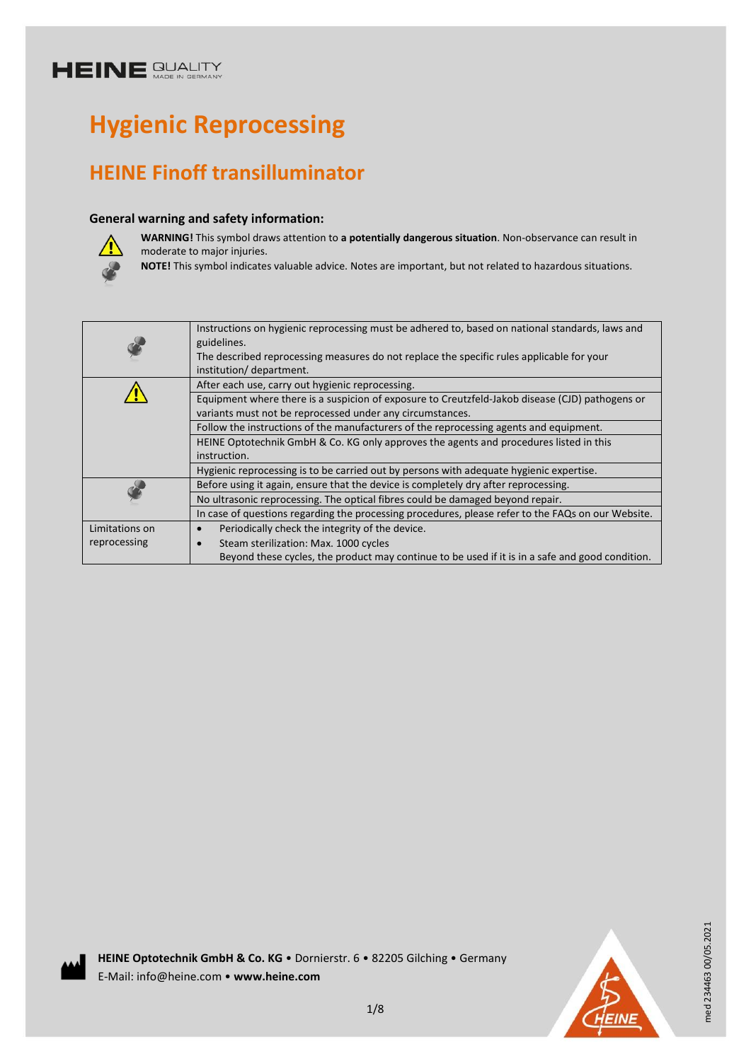HEINE QUALITY MADE IN GERMANY

# Hygienic Reprocessing

## HEINE Finoff transilluminator

### General warning and safety information:

**WARNING!** This symbol draws attention to **a potentially dangerous situation**. Non-observance can result in moderate to major injuries.

**NOTE!** This symbol indicates valuable advice. Notes are important, but not related to hazardous situations.

| | |
|---|---|
| NOTE | Instructions on hygienic reprocessing must be adhered to, based on national standards, laws and guidelines.<br>The described reprocessing measures do not replace the specific rules applicable for your institution/ department. |
| WARNING | After each use, carry out hygienic reprocessing. |
| | Equipment where there is a suspicion of exposure to Creutzfeld-Jakob disease (CJD) pathogens or variants must not be reprocessed under any circumstances. |
| | Follow the instructions of the manufacturers of the reprocessing agents and equipment. |
| | HEINE Optotechnik GmbH & Co. KG only approves the agents and procedures listed in this instruction. |
| | Hygienic reprocessing is to be carried out by persons with adequate hygienic expertise. |
| NOTE | Before using it again, ensure that the device is completely dry after reprocessing. |
| | No ultrasonic reprocessing. The optical fibres could be damaged beyond repair. |
| | In case of questions regarding the processing procedures, please refer to the FAQs on our Website. |
| Limitations on reprocessing | • Periodically check the integrity of the device.<br>• Steam sterilization: Max. 1000 cycles<br>Beyond these cycles, the product may continue to be used if it is in a safe and good condition. |

**HEINE Optotechnik GmbH & Co. KG** • Dornierstr. 6 • 82205 Gilching • Germany
E-Mail: info@heine.com • **www.heine.com**

med 234463 00/05.2021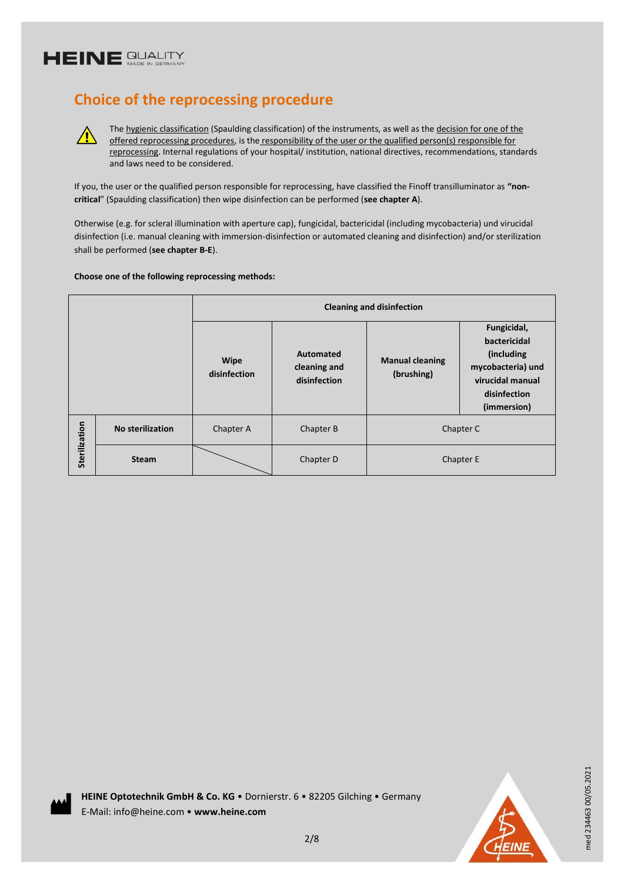## Choice of the reprocessing procedure

⚠ The hygienic classification (Spaulding classification) of the instruments, as well as the decision for one of the offered reprocessing procedures, is the responsibility of the user or the qualified person(s) responsible for reprocessing. Internal regulations of your hospital/ institution, national directives, recommendations, standards and laws need to be considered.

If you, the user or the qualified person responsible for reprocessing, have classified the Finoff transilluminator as **"non-critical"** (Spaulding classification) then wipe disinfection can be performed (**see chapter A**).

Otherwise (e.g. for scleral illumination with aperture cap), fungicidal, bactericidal (including mycobacteria) und virucidal disinfection (i.e. manual cleaning with immersion-disinfection or automated cleaning and disinfection) and/or sterilization shall be performed (**see chapter B-E**).

**Choose one of the following reprocessing methods:**

| | | **Cleaning and disinfection** | | | |
|---|---|---|---|---|---|
| | | **Wipe disinfection** | **Automated cleaning and disinfection** | **Manual cleaning (brushing)** | **Fungicidal, bactericidal (including mycobacteria) und virucidal manual disinfection (immersion)** |
| **Sterilization** | **No sterilization** | Chapter A | Chapter B | Chapter C | |
| | **Steam** | | Chapter D | Chapter E | |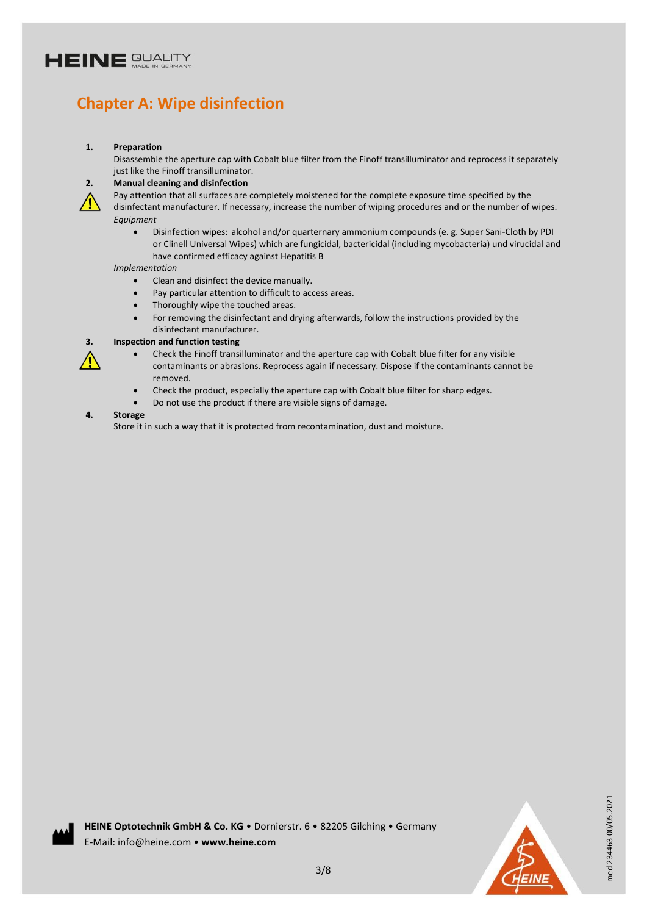## Chapter A: Wipe disinfection

**1. Preparation**

Disassemble the aperture cap with Cobalt blue filter from the Finoff transilluminator and reprocess it separately just like the Finoff transilluminator.

**2. Manual cleaning and disinfection**

⚠ Pay attention that all surfaces are completely moistened for the complete exposure time specified by the disinfectant manufacturer. If necessary, increase the number of wiping procedures and or the number of wipes.

*Equipment*

- Disinfection wipes: alcohol and/or quarternary ammonium compounds (e. g. Super Sani-Cloth by PDI or Clinell Universal Wipes) which are fungicidal, bactericidal (including mycobacteria) und virucidal and have confirmed efficacy against Hepatitis B

*Implementation*

- Clean and disinfect the device manually.
- Pay particular attention to difficult to access areas.
- Thoroughly wipe the touched areas.
- For removing the disinfectant and drying afterwards, follow the instructions provided by the disinfectant manufacturer.

**3. Inspection and function testing**

⚠

- Check the Finoff transilluminator and the aperture cap with Cobalt blue filter for any visible contaminants or abrasions. Reprocess again if necessary. Dispose if the contaminants cannot be removed.
- Check the product, especially the aperture cap with Cobalt blue filter for sharp edges.
- Do not use the product if there are visible signs of damage.

**4. Storage**

Store it in such a way that it is protected from recontamination, dust and moisture.

**HEINE Optotechnik GmbH & Co. KG** • Dornierstr. 6 • 82205 Gilching • Germany
E-Mail: info@heine.com • **www.heine.com**

med 234463 00/05.2021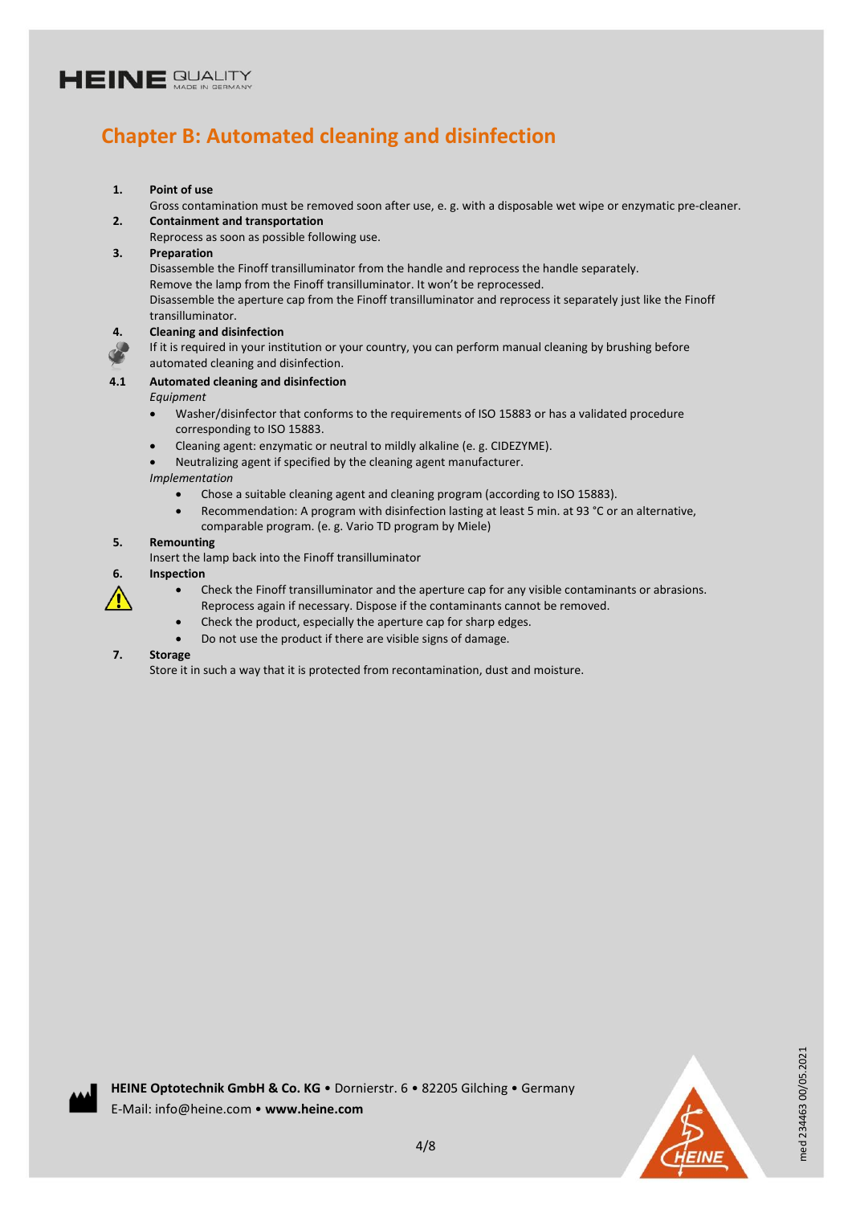# Chapter B: Automated cleaning and disinfection

**1. Point of use**

Gross contamination must be removed soon after use, e. g. with a disposable wet wipe or enzymatic pre-cleaner.

**2. Containment and transportation**

Reprocess as soon as possible following use.

**3. Preparation**

Disassemble the Finoff transilluminator from the handle and reprocess the handle separately.
Remove the lamp from the Finoff transilluminator. It won't be reprocessed.
Disassemble the aperture cap from the Finoff transilluminator and reprocess it separately just like the Finoff transilluminator.

**4. Cleaning and disinfection**

If it is required in your institution or your country, you can perform manual cleaning by brushing before automated cleaning and disinfection.

**4.1 Automated cleaning and disinfection**

*Equipment*

- Washer/disinfector that conforms to the requirements of ISO 15883 or has a validated procedure corresponding to ISO 15883.
- Cleaning agent: enzymatic or neutral to mildly alkaline (e. g. CIDEZYME).
- Neutralizing agent if specified by the cleaning agent manufacturer.

*Implementation*

- Chose a suitable cleaning agent and cleaning program (according to ISO 15883).
- Recommendation: A program with disinfection lasting at least 5 min. at 93 °C or an alternative, comparable program. (e. g. Vario TD program by Miele)

**5. Remounting**

Insert the lamp back into the Finoff transilluminator

**6. Inspection**

- Check the Finoff transilluminator and the aperture cap for any visible contaminants or abrasions. Reprocess again if necessary. Dispose if the contaminants cannot be removed.
- Check the product, especially the aperture cap for sharp edges.
- Do not use the product if there are visible signs of damage.

**7. Storage**

Store it in such a way that it is protected from recontamination, dust and moisture.

**HEINE Optotechnik GmbH & Co. KG** • Dornierstr. 6 • 82205 Gilching • Germany
E-Mail: info@heine.com • **www.heine.com**

med 234463 00/05.2021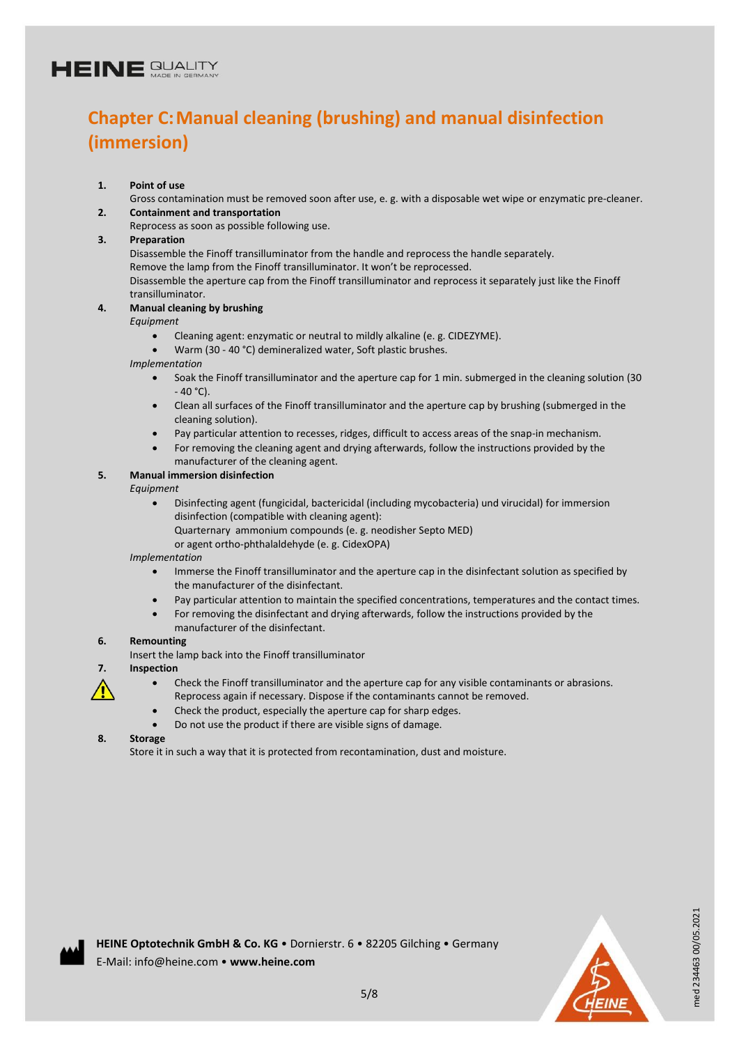## Chapter C: Manual cleaning (brushing) and manual disinfection (immersion)

1. **Point of use**
   Gross contamination must be removed soon after use, e. g. with a disposable wet wipe or enzymatic pre-cleaner.
2. **Containment and transportation**
   Reprocess as soon as possible following use.
3. **Preparation**
   Disassemble the Finoff transilluminator from the handle and reprocess the handle separately.
   Remove the lamp from the Finoff transilluminator. It won't be reprocessed.
   Disassemble the aperture cap from the Finoff transilluminator and reprocess it separately just like the Finoff transilluminator.
4. **Manual cleaning by brushing**
   *Equipment*
   - Cleaning agent: enzymatic or neutral to mildly alkaline (e. g. CIDEZYME).
   - Warm (30 - 40 °C) demineralized water, Soft plastic brushes.

   *Implementation*
   - Soak the Finoff transilluminator and the aperture cap for 1 min. submerged in the cleaning solution (30 - 40 °C).
   - Clean all surfaces of the Finoff transilluminator and the aperture cap by brushing (submerged in the cleaning solution).
   - Pay particular attention to recesses, ridges, difficult to access areas of the snap-in mechanism.
   - For removing the cleaning agent and drying afterwards, follow the instructions provided by the manufacturer of the cleaning agent.
5. **Manual immersion disinfection**
   *Equipment*
   - Disinfecting agent (fungicidal, bactericidal (including mycobacteria) und virucidal) for immersion disinfection (compatible with cleaning agent):
     Quarternary ammonium compounds (e. g. neodisher Septo MED)
     or agent ortho-phthalaldehyde (e. g. CidexOPA)

   *Implementation*
   - Immerse the Finoff transilluminator and the aperture cap in the disinfectant solution as specified by the manufacturer of the disinfectant.
   - Pay particular attention to maintain the specified concentrations, temperatures and the contact times.
   - For removing the disinfectant and drying afterwards, follow the instructions provided by the manufacturer of the disinfectant.
6. **Remounting**
   Insert the lamp back into the Finoff transilluminator
7. **Inspection**
   - Check the Finoff transilluminator and the aperture cap for any visible contaminants or abrasions. Reprocess again if necessary. Dispose if the contaminants cannot be removed.
   - Check the product, especially the aperture cap for sharp edges.
   - Do not use the product if there are visible signs of damage.
8. **Storage**
   Store it in such a way that it is protected from recontamination, dust and moisture.

**HEINE Optotechnik GmbH & Co. KG** • Dornierstr. 6 • 82205 Gilching • Germany
E-Mail: info@heine.com • **www.heine.com**

med 234463 00/05.2021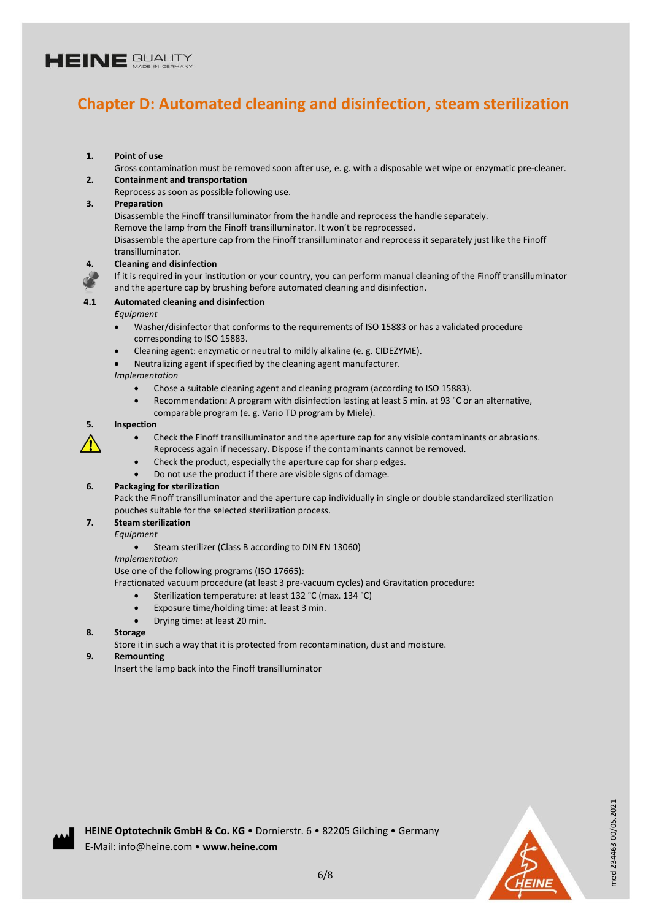# Chapter D: Automated cleaning and disinfection, steam sterilization

**1. Point of use**

Gross contamination must be removed soon after use, e. g. with a disposable wet wipe or enzymatic pre-cleaner.

**2. Containment and transportation**

Reprocess as soon as possible following use.

**3. Preparation**

Disassemble the Finoff transilluminator from the handle and reprocess the handle separately.
Remove the lamp from the Finoff transilluminator. It won't be reprocessed.
Disassemble the aperture cap from the Finoff transilluminator and reprocess it separately just like the Finoff transilluminator.

**4. Cleaning and disinfection**

If it is required in your institution or your country, you can perform manual cleaning of the Finoff transilluminator and the aperture cap by brushing before automated cleaning and disinfection.

**4.1 Automated cleaning and disinfection**

*Equipment*

- Washer/disinfector that conforms to the requirements of ISO 15883 or has a validated procedure corresponding to ISO 15883.
- Cleaning agent: enzymatic or neutral to mildly alkaline (e. g. CIDEZYME).
- Neutralizing agent if specified by the cleaning agent manufacturer.

*Implementation*

- Chose a suitable cleaning agent and cleaning program (according to ISO 15883).
- Recommendation: A program with disinfection lasting at least 5 min. at 93 °C or an alternative, comparable program (e. g. Vario TD program by Miele).

**5. Inspection**

- Check the Finoff transilluminator and the aperture cap for any visible contaminants or abrasions. Reprocess again if necessary. Dispose if the contaminants cannot be removed.
- Check the product, especially the aperture cap for sharp edges.
- Do not use the product if there are visible signs of damage.

**6. Packaging for sterilization**

Pack the Finoff transilluminator and the aperture cap individually in single or double standardized sterilization pouches suitable for the selected sterilization process.

**7. Steam sterilization**

*Equipment*

- Steam sterilizer (Class B according to DIN EN 13060)

*Implementation*

Use one of the following programs (ISO 17665):
Fractionated vacuum procedure (at least 3 pre-vacuum cycles) and Gravitation procedure:

- Sterilization temperature: at least 132 °C (max. 134 °C)
- Exposure time/holding time: at least 3 min.
- Drying time: at least 20 min.

**8. Storage**

Store it in such a way that it is protected from recontamination, dust and moisture.

**9. Remounting**

Insert the lamp back into the Finoff transilluminator

**HEINE Optotechnik GmbH & Co. KG** • Dornierstr. 6 • 82205 Gilching • Germany
E-Mail: info@heine.com • **www.heine.com**

med 234463 00/05.2021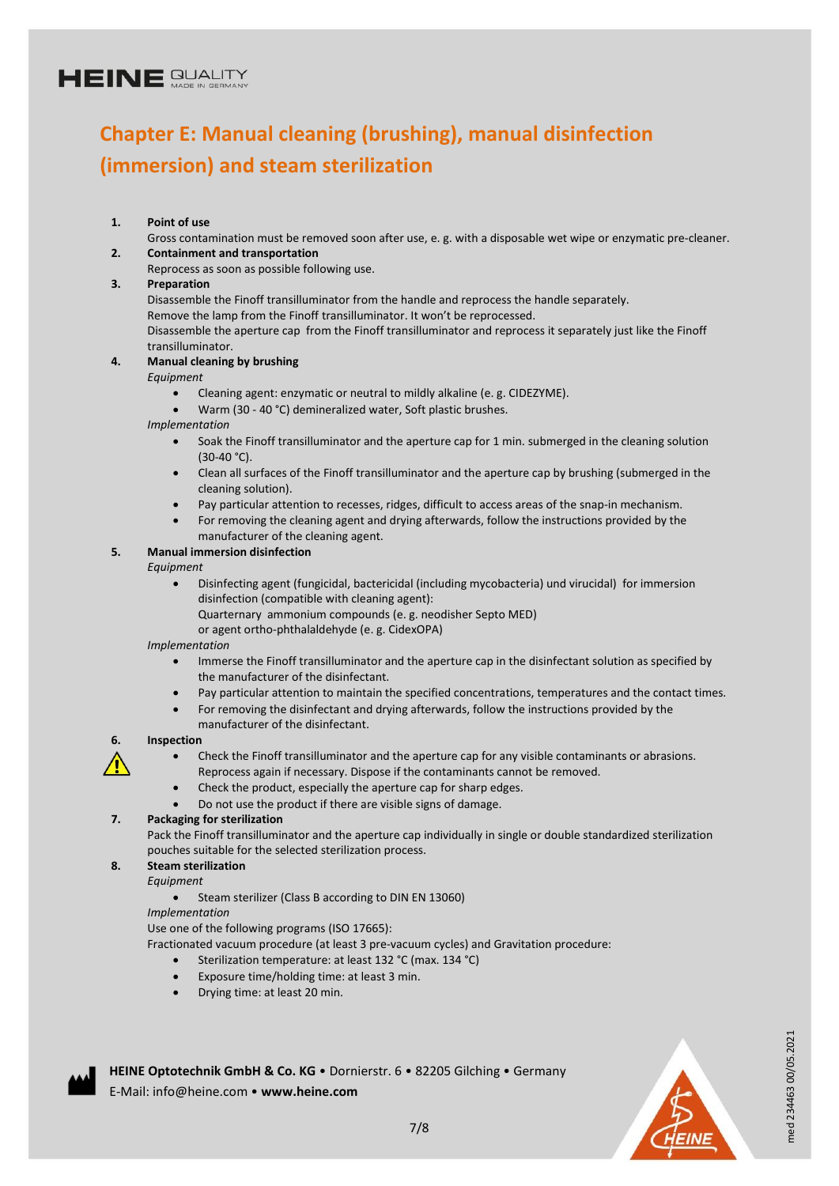# Chapter E: Manual cleaning (brushing), manual disinfection (immersion) and steam sterilization

1. **Point of use**
   Gross contamination must be removed soon after use, e. g. with a disposable wet wipe or enzymatic pre-cleaner.
2. **Containment and transportation**
   Reprocess as soon as possible following use.
3. **Preparation**
   Disassemble the Finoff transilluminator from the handle and reprocess the handle separately.
   Remove the lamp from the Finoff transilluminator. It won't be reprocessed.
   Disassemble the aperture cap from the Finoff transilluminator and reprocess it separately just like the Finoff transilluminator.
4. **Manual cleaning by brushing**
   *Equipment*
   - Cleaning agent: enzymatic or neutral to mildly alkaline (e. g. CIDEZYME).
   - Warm (30 - 40 °C) demineralized water, Soft plastic brushes.

   *Implementation*
   - Soak the Finoff transilluminator and the aperture cap for 1 min. submerged in the cleaning solution (30-40 °C).
   - Clean all surfaces of the Finoff transilluminator and the aperture cap by brushing (submerged in the cleaning solution).
   - Pay particular attention to recesses, ridges, difficult to access areas of the snap-in mechanism.
   - For removing the cleaning agent and drying afterwards, follow the instructions provided by the manufacturer of the cleaning agent.
5. **Manual immersion disinfection**
   *Equipment*
   - Disinfecting agent (fungicidal, bactericidal (including mycobacteria) und virucidal) for immersion disinfection (compatible with cleaning agent):
     Quarternary ammonium compounds (e. g. neodisher Septo MED)
     or agent ortho-phthalaldehyde (e. g. CidexOPA)

   *Implementation*
   - Immerse the Finoff transilluminator and the aperture cap in the disinfectant solution as specified by the manufacturer of the disinfectant.
   - Pay particular attention to maintain the specified concentrations, temperatures and the contact times.
   - For removing the disinfectant and drying afterwards, follow the instructions provided by the manufacturer of the disinfectant.
6. **Inspection**
   - ⚠ Check the Finoff transilluminator and the aperture cap for any visible contaminants or abrasions. Reprocess again if necessary. Dispose if the contaminants cannot be removed.
   - Check the product, especially the aperture cap for sharp edges.
   - Do not use the product if there are visible signs of damage.
7. **Packaging for sterilization**
   Pack the Finoff transilluminator and the aperture cap individually in single or double standardized sterilization pouches suitable for the selected sterilization process.
8. **Steam sterilization**
   *Equipment*
   - Steam sterilizer (Class B according to DIN EN 13060)

   *Implementation*
   Use one of the following programs (ISO 17665):
   Fractionated vacuum procedure (at least 3 pre-vacuum cycles) and Gravitation procedure:
   - Sterilization temperature: at least 132 °C (max. 134 °C)
   - Exposure time/holding time: at least 3 min.
   - Drying time: at least 20 min.

**HEINE Optotechnik GmbH & Co. KG** • Dornierstr. 6 • 82205 Gilching • Germany
E-Mail: info@heine.com • **www.heine.com**

med 234463 00/05.2021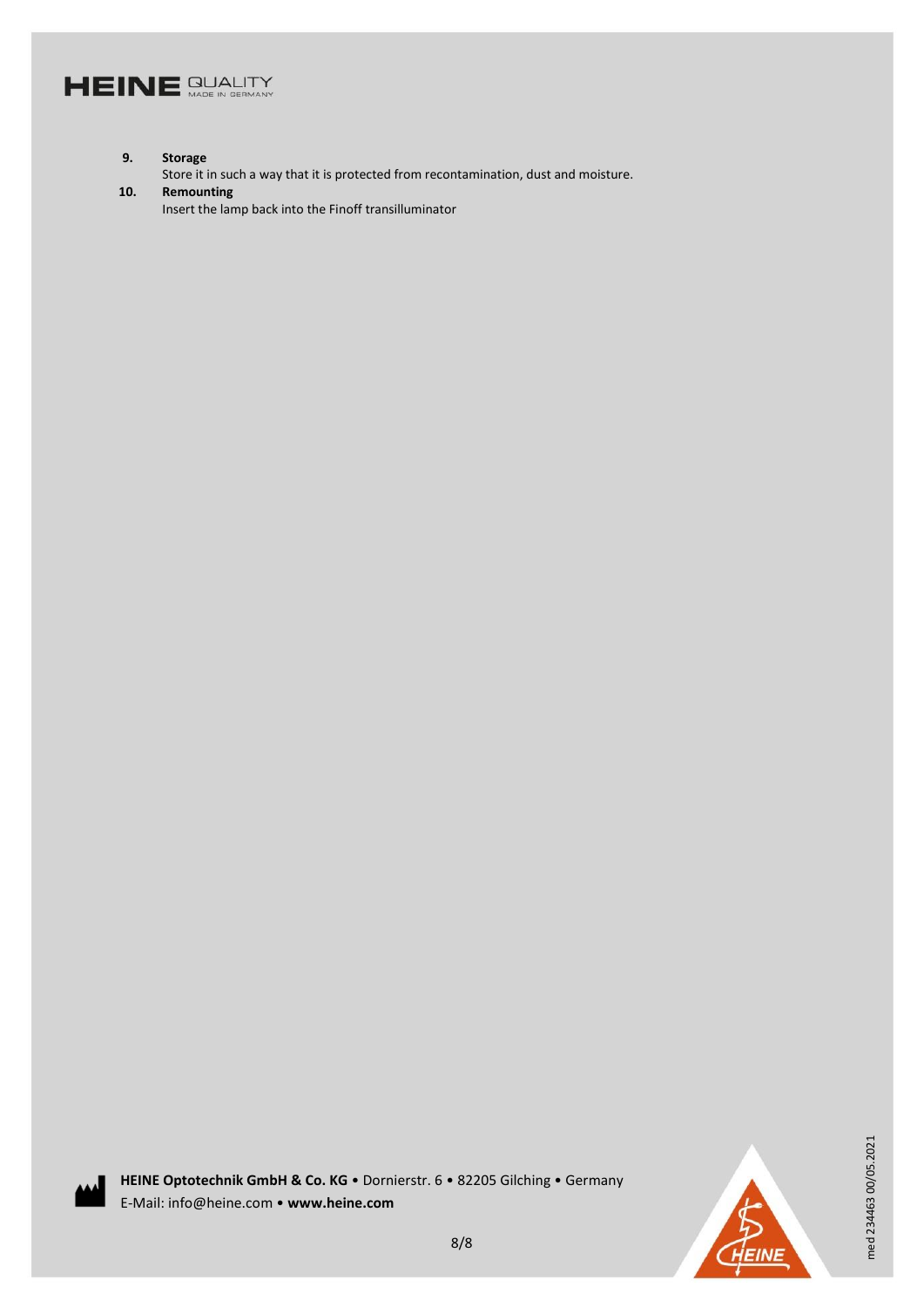**9. Storage**

Store it in such a way that it is protected from recontamination, dust and moisture.

**10. Remounting**

Insert the lamp back into the Finoff transilluminator

**HEINE Optotechnik GmbH & Co. KG** • Dornierstr. 6 • 82205 Gilching • Germany
E-Mail: info@heine.com • **www.heine.com**

med 234463 00/05.2021